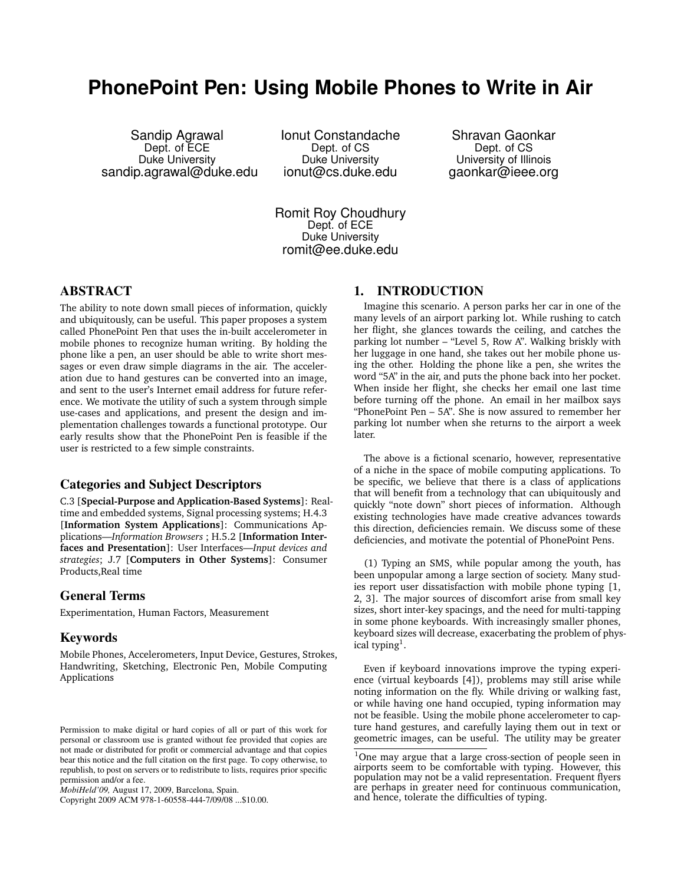# PhonePoint Pen: Using Mobile Phones to Write in Air

Sandip Agrawal
Dept. of ECE
Duke University
sandip.agrawal@duke.edu

Ionut Constandache
Dept. of CS
Duke University
ionut@cs.duke.edu

Shravan Gaonkar
Dept. of CS
University of Illinois
gaonkar@ieee.org

Romit Roy Choudhury
Dept. of ECE
Duke University
romit@ee.duke.edu

## ABSTRACT

The ability to note down small pieces of information, quickly and ubiquitously, can be useful. This paper proposes a system called PhonePoint Pen that uses the in-built accelerometer in mobile phones to recognize human writing. By holding the phone like a pen, an user should be able to write short messages or even draw simple diagrams in the air. The acceleration due to hand gestures can be converted into an image, and sent to the user's Internet email address for future reference. We motivate the utility of such a system through simple use-cases and applications, and present the design and implementation challenges towards a functional prototype. Our early results show that the PhonePoint Pen is feasible if the user is restricted to a few simple constraints.

### Categories and Subject Descriptors

C.3 [**Special-Purpose and Application-Based Systems**]: Real-time and embedded systems, Signal processing systems; H.4.3 [**Information System Applications**]: Communications Applications—*Information Browsers* ; H.5.2 [**Information Interfaces and Presentation**]: User Interfaces—*Input devices and strategies*; J.7 [**Computers in Other Systems**]: Consumer Products,Real time

### General Terms

Experimentation, Human Factors, Measurement

### Keywords

Mobile Phones, Accelerometers, Input Device, Gestures, Strokes, Handwriting, Sketching, Electronic Pen, Mobile Computing Applications

Permission to make digital or hard copies of all or part of this work for personal or classroom use is granted without fee provided that copies are not made or distributed for profit or commercial advantage and that copies bear this notice and the full citation on the first page. To copy otherwise, to republish, to post on servers or to redistribute to lists, requires prior specific permission and/or a fee.
*MobiHeld'09,* August 17, 2009, Barcelona, Spain.
Copyright 2009 ACM 978-1-60558-444-7/09/08 ...$10.00.

## 1. INTRODUCTION

Imagine this scenario. A person parks her car in one of the many levels of an airport parking lot. While rushing to catch her flight, she glances towards the ceiling, and catches the parking lot number – "Level 5, Row A". Walking briskly with her luggage in one hand, she takes out her mobile phone using the other. Holding the phone like a pen, she writes the word "5A" in the air, and puts the phone back into her pocket. When inside her flight, she checks her email one last time before turning off the phone. An email in her mailbox says "PhonePoint Pen – 5A". She is now assured to remember her parking lot number when she returns to the airport a week later.

The above is a fictional scenario, however, representative of a niche in the space of mobile computing applications. To be specific, we believe that there is a class of applications that will benefit from a technology that can ubiquitously and quickly "note down" short pieces of information. Although existing technologies have made creative advances towards this direction, deficiencies remain. We discuss some of these deficiencies, and motivate the potential of PhonePoint Pens.

(1) Typing an SMS, while popular among the youth, has been unpopular among a large section of society. Many studies report user dissatisfaction with mobile phone typing [1, 2, 3]. The major sources of discomfort arise from small key sizes, short inter-key spacings, and the need for multi-tapping in some phone keyboards. With increasingly smaller phones, keyboard sizes will decrease, exacerbating the problem of physical typing[1].

Even if keyboard innovations improve the typing experience (virtual keyboards [4]), problems may still arise while noting information on the fly. While driving or walking fast, or while having one hand occupied, typing information may not be feasible. Using the mobile phone accelerometer to capture hand gestures, and carefully laying them out in text or geometric images, can be useful. The utility may be greater

[1]One may argue that a large cross-section of people seen in airports seem to be comfortable with typing. However, this population may not be a valid representation. Frequent flyers are perhaps in greater need for continuous communication, and hence, tolerate the difficulties of typing.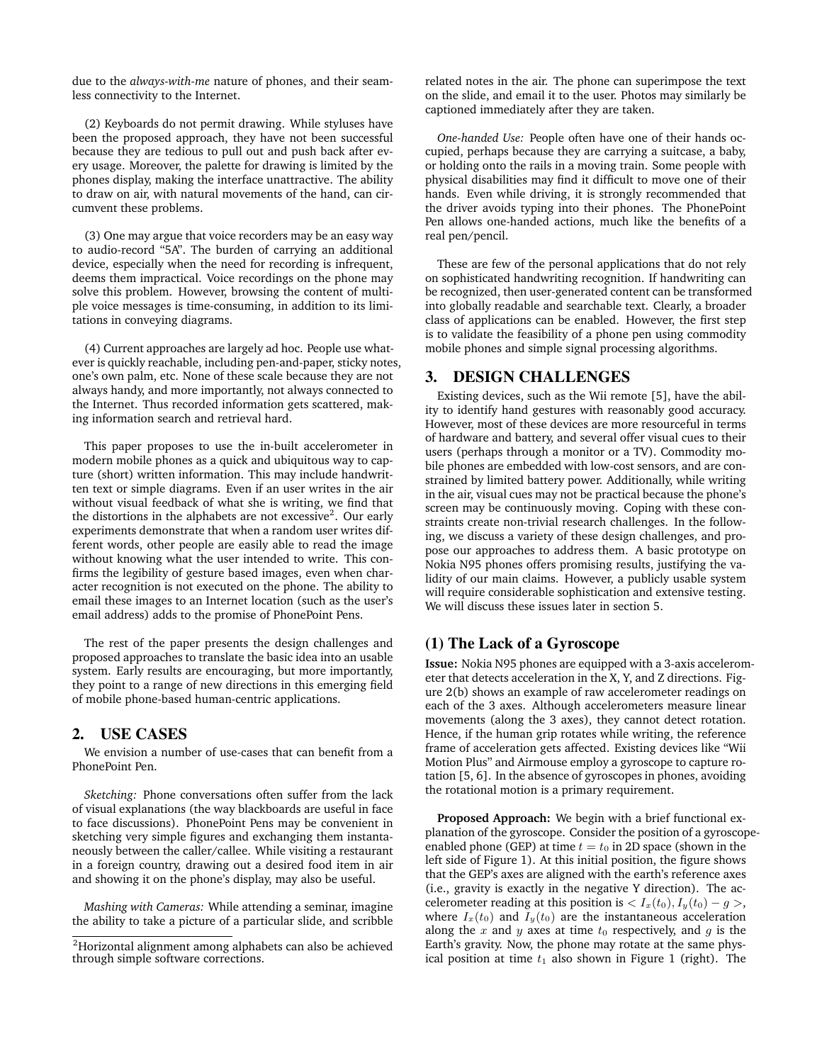due to the *always-with-me* nature of phones, and their seamless connectivity to the Internet.

(2) Keyboards do not permit drawing. While styluses have been the proposed approach, they have not been successful because they are tedious to pull out and push back after every usage. Moreover, the palette for drawing is limited by the phones display, making the interface unattractive. The ability to draw on air, with natural movements of the hand, can circumvent these problems.

(3) One may argue that voice recorders may be an easy way to audio-record "5A". The burden of carrying an additional device, especially when the need for recording is infrequent, deems them impractical. Voice recordings on the phone may solve this problem. However, browsing the content of multiple voice messages is time-consuming, in addition to its limitations in conveying diagrams.

(4) Current approaches are largely ad hoc. People use whatever is quickly reachable, including pen-and-paper, sticky notes, one's own palm, etc. None of these scale because they are not always handy, and more importantly, not always connected to the Internet. Thus recorded information gets scattered, making information search and retrieval hard.

This paper proposes to use the in-built accelerometer in modern mobile phones as a quick and ubiquitous way to capture (short) written information. This may include handwritten text or simple diagrams. Even if an user writes in the air without visual feedback of what she is writing, we find that the distortions in the alphabets are not excessive[2]. Our early experiments demonstrate that when a random user writes different words, other people are easily able to read the image without knowing what the user intended to write. This confirms the legibility of gesture based images, even when character recognition is not executed on the phone. The ability to email these images to an Internet location (such as the user's email address) adds to the promise of PhonePoint Pens.

The rest of the paper presents the design challenges and proposed approaches to translate the basic idea into an usable system. Early results are encouraging, but more importantly, they point to a range of new directions in this emerging field of mobile phone-based human-centric applications.

[2]Horizontal alignment among alphabets can also be achieved through simple software corrections.

## 2. USE CASES

We envision a number of use-cases that can benefit from a PhonePoint Pen.

*Sketching:* Phone conversations often suffer from the lack of visual explanations (the way blackboards are useful in face to face discussions). PhonePoint Pens may be convenient in sketching very simple figures and exchanging them instantaneously between the caller/callee. While visiting a restaurant in a foreign country, drawing out a desired food item in air and showing it on the phone's display, may also be useful.

*Mashing with Cameras:* While attending a seminar, imagine the ability to take a picture of a particular slide, and scribble related notes in the air. The phone can superimpose the text on the slide, and email it to the user. Photos may similarly be captioned immediately after they are taken.

*One-handed Use:* People often have one of their hands occupied, perhaps because they are carrying a suitcase, a baby, or holding onto the rails in a moving train. Some people with physical disabilities may find it difficult to move one of their hands. Even while driving, it is strongly recommended that the driver avoids typing into their phones. The PhonePoint Pen allows one-handed actions, much like the benefits of a real pen/pencil.

These are few of the personal applications that do not rely on sophisticated handwriting recognition. If handwriting can be recognized, then user-generated content can be transformed into globally readable and searchable text. Clearly, a broader class of applications can be enabled. However, the first step is to validate the feasibility of a phone pen using commodity mobile phones and simple signal processing algorithms.

## 3. DESIGN CHALLENGES

Existing devices, such as the Wii remote [5], have the ability to identify hand gestures with reasonably good accuracy. However, most of these devices are more resourceful in terms of hardware and battery, and several offer visual cues to their users (perhaps through a monitor or a TV). Commodity mobile phones are embedded with low-cost sensors, and are constrained by limited battery power. Additionally, while writing in the air, visual cues may not be practical because the phone's screen may be continuously moving. Coping with these constraints create non-trivial research challenges. In the following, we discuss a variety of these design challenges, and propose our approaches to address them. A basic prototype on Nokia N95 phones offers promising results, justifying the validity of our main claims. However, a publicly usable system will require considerable sophistication and extensive testing. We will discuss these issues later in section 5.

### (1) The Lack of a Gyroscope

**Issue:** Nokia N95 phones are equipped with a 3-axis accelerometer that detects acceleration in the X, Y, and Z directions. Figure 2(b) shows an example of raw accelerometer readings on each of the 3 axes. Although accelerometers measure linear movements (along the 3 axes), they cannot detect rotation. Hence, if the human grip rotates while writing, the reference frame of acceleration gets affected. Existing devices like "Wii Motion Plus" and Airmouse employ a gyroscope to capture rotation [5, 6]. In the absence of gyroscopes in phones, avoiding the rotational motion is a primary requirement.

**Proposed Approach:** We begin with a brief functional explanation of the gyroscope. Consider the position of a gyroscope-enabled phone (GEP) at time $t = t_0$ in 2D space (shown in the left side of Figure 1). At this initial position, the figure shows that the GEP's axes are aligned with the earth's reference axes (i.e., gravity is exactly in the negative Y direction). The accelerometer reading at this position is $< I_x(t_0), I_y(t_0) - g >$, where $I_x(t_0)$ and $I_y(t_0)$ are the instantaneous acceleration along the $x$ and $y$ axes at time $t_0$ respectively, and $g$ is the Earth's gravity. Now, the phone may rotate at the same physical position at time $t_1$ also shown in Figure 1 (right). The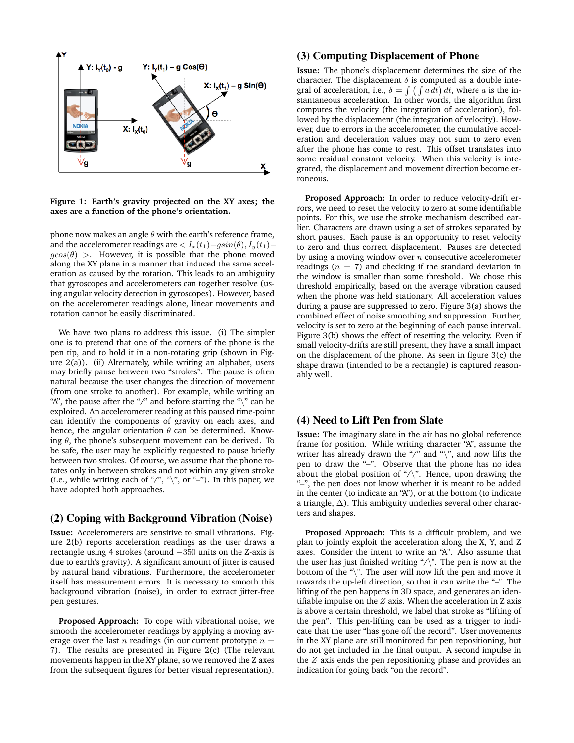Figure 1: Earth's gravity projected on the XY axes; the axes are a function of the phone's orientation.

phone now makes an angle $\theta$ with the earth's reference frame, and the accelerometer readings are $< I_x(t_1) - g sin(\theta), I_y(t_1) - g cos(\theta) >$. However, it is possible that the phone moved along the XY plane in a manner that induced the same acceleration as caused by the rotation. This leads to an ambiguity that gyroscopes and accelerometers can together resolve (using angular velocity detection in gyroscopes). However, based on the accelerometer readings alone, linear movements and rotation cannot be easily discriminated.

We have two plans to address this issue. (i) The simpler one is to pretend that one of the corners of the phone is the pen tip, and to hold it in a non-rotating grip (shown in Figure 2(a)). (ii) Alternately, while writing an alphabet, users may briefly pause between two "strokes". The pause is often natural because the user changes the direction of movement (from one stroke to another). For example, while writing an "A", the pause after the "/" and before starting the "\" can be exploited. An accelerometer reading at this paused time-point can identify the components of gravity on each axes, and hence, the angular orientation $\theta$ can be determined. Knowing $\theta$, the phone's subsequent movement can be derived. To be safe, the user may be explicitly requested to pause briefly between two strokes. Of course, we assume that the phone rotates only in between strokes and not within any given stroke (i.e., while writing each of "/", "\", or "–"). In this paper, we have adopted both approaches.

## (2) Coping with Background Vibration (Noise)

**Issue:** Accelerometers are sensitive to small vibrations. Figure 2(b) reports acceleration readings as the user draws a rectangle using 4 strokes (around $-350$ units on the Z-axis is due to earth's gravity). A significant amount of jitter is caused by natural hand vibrations. Furthermore, the accelerometer itself has measurement errors. It is necessary to smooth this background vibration (noise), in order to extract jitter-free pen gestures.

**Proposed Approach:** To cope with vibrational noise, we smooth the accelerometer readings by applying a moving average over the last $n$ readings (in our current prototype $n = 7$). The results are presented in Figure 2(c) (The relevant movements happen in the XY plane, so we removed the Z axes from the subsequent figures for better visual representation).

## (3) Computing Displacement of Phone

**Issue:** The phone's displacement determines the size of the character. The displacement $\delta$ is computed as a double integral of acceleration, i.e., $\delta = \int \left( \int a \, dt \right) dt$, where $a$ is the instantaneous acceleration. In other words, the algorithm first computes the velocity (the integration of acceleration), followed by the displacement (the integration of velocity). However, due to errors in the accelerometer, the cumulative acceleration and deceleration values may not sum to zero even after the phone has come to rest. This offset translates into some residual constant velocity. When this velocity is integrated, the displacement and movement direction become erroneous.

**Proposed Approach:** In order to reduce velocity-drift errors, we need to reset the velocity to zero at some identifiable points. For this, we use the stroke mechanism described earlier. Characters are drawn using a set of strokes separated by short pauses. Each pause is an opportunity to reset velocity to zero and thus correct displacement. Pauses are detected by using a moving window over $n$ consecutive accelerometer readings ($n = 7$) and checking if the standard deviation in the window is smaller than some threshold. We chose this threshold empirically, based on the average vibration caused when the phone was held stationary. All acceleration values during a pause are suppressed to zero. Figure 3(a) shows the combined effect of noise smoothing and suppression. Further, velocity is set to zero at the beginning of each pause interval. Figure 3(b) shows the effect of resetting the velocity. Even if small velocity-drifts are still present, they have a small impact on the displacement of the phone. As seen in figure 3(c) the shape drawn (intended to be a rectangle) is captured reasonably well.

## (4) Need to Lift Pen from Slate

**Issue:** The imaginary slate in the air has no global reference frame for position. While writing character "A", assume the writer has already drawn the "/" and "\", and now lifts the pen to draw the "–". Observe that the phone has no idea about the global position of "/\". Hence, upon drawing the "–", the pen does not know whether it is meant to be added in the center (to indicate an "A"), or at the bottom (to indicate a triangle, $\Delta$). This ambiguity underlies several other characters and shapes.

**Proposed Approach:** This is a difficult problem, and we plan to jointly exploit the acceleration along the X, Y, and Z axes. Consider the intent to write an "A". Also assume that the user has just finished writing "/\". The pen is now at the bottom of the "\". The user will now lift the pen and move it towards the up-left direction, so that it can write the "–". The lifting of the pen happens in 3D space, and generates an identifiable impulse on the $Z$ axis. When the acceleration in Z axis is above a certain threshold, we label that stroke as "lifting of the pen". This pen-lifting can be used as a trigger to indicate that the user "has gone off the record". User movements in the XY plane are still monitored for pen repositioning, but do not get included in the final output. A second impulse in the $Z$ axis ends the pen repositioning phase and provides an indication for going back "on the record".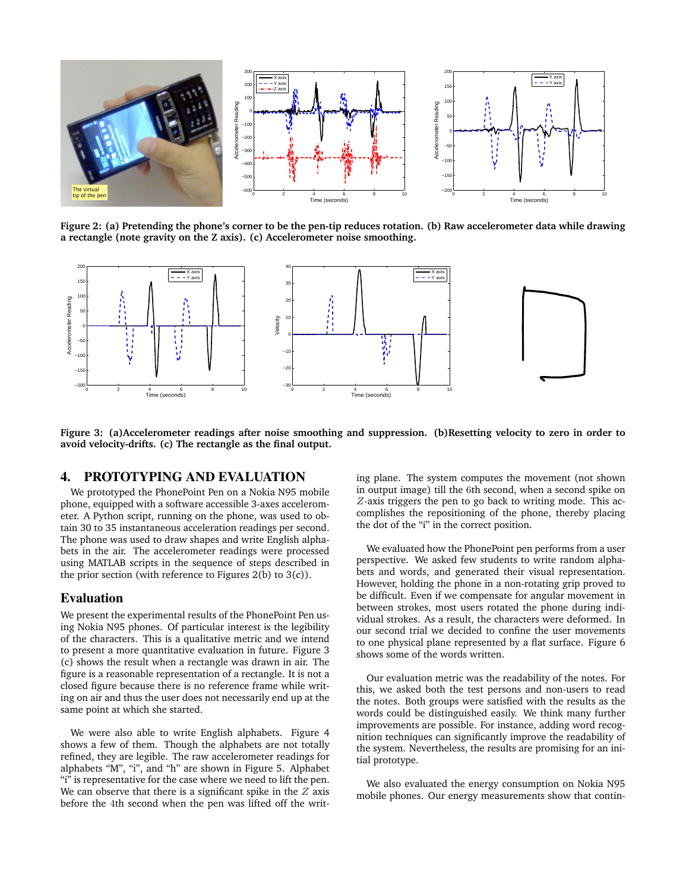Figure 2: (a) Pretending the phone's corner to be the pen-tip reduces rotation. (b) Raw accelerometer data while drawing a rectangle (note gravity on the Z axis). (c) Accelerometer noise smoothing.

Figure 3: (a)Accelerometer readings after noise smoothing and suppression. (b)Resetting velocity to zero in order to avoid velocity-drifts. (c) The rectangle as the final output.

## 4. PROTOTYPING AND EVALUATION

We prototyped the PhonePoint Pen on a Nokia N95 mobile phone, equipped with a software accessible 3-axes accelerometer. A Python script, running on the phone, was used to obtain 30 to 35 instantaneous acceleration readings per second. The phone was used to draw shapes and write English alphabets in the air. The accelerometer readings were processed using MATLAB scripts in the sequence of steps described in the prior section (with reference to Figures 2(b) to 3(c)).

### Evaluation

We present the experimental results of the PhonePoint Pen using Nokia N95 phones. Of particular interest is the legibility of the characters. This is a qualitative metric and we intend to present a more quantitative evaluation in future. Figure 3 (c) shows the result when a rectangle was drawn in air. The figure is a reasonable representation of a rectangle. It is not a closed figure because there is no reference frame while writing on air and thus the user does not necessarily end up at the same point at which she started.

We were also able to write English alphabets. Figure 4 shows a few of them. Though the alphabets are not totally refined, they are legible. The raw accelerometer readings for alphabets "M", "i", and "h" are shown in Figure 5. Alphabet "i" is representative for the case where we need to lift the pen. We can observe that there is a significant spike in the $Z$ axis before the $4$th second when the pen was lifted off the writing plane. The system computes the movement (not shown in output image) till the $6$th second, when a second spike on $Z$-axis triggers the pen to go back to writing mode. This accomplishes the repositioning of the phone, thereby placing the dot of the "i" in the correct position.

We evaluated how the PhonePoint pen performs from a user perspective. We asked few students to write random alphabets and words, and generated their visual representation. However, holding the phone in a non-rotating grip proved to be difficult. Even if we compensate for angular movement in between strokes, most users rotated the phone during individual strokes. As a result, the characters were deformed. In our second trial we decided to confine the user movements to one physical plane represented by a flat surface. Figure 6 shows some of the words written.

Our evaluation metric was the readability of the notes. For this, we asked both the test persons and non-users to read the notes. Both groups were satisfied with the results as the words could be distinguished easily. We think many further improvements are possible. For instance, adding word recognition techniques can significantly improve the readability of the system. Nevertheless, the results are promising for an initial prototype.

We also evaluated the energy consumption on Nokia N95 mobile phones. Our energy measurements show that contin-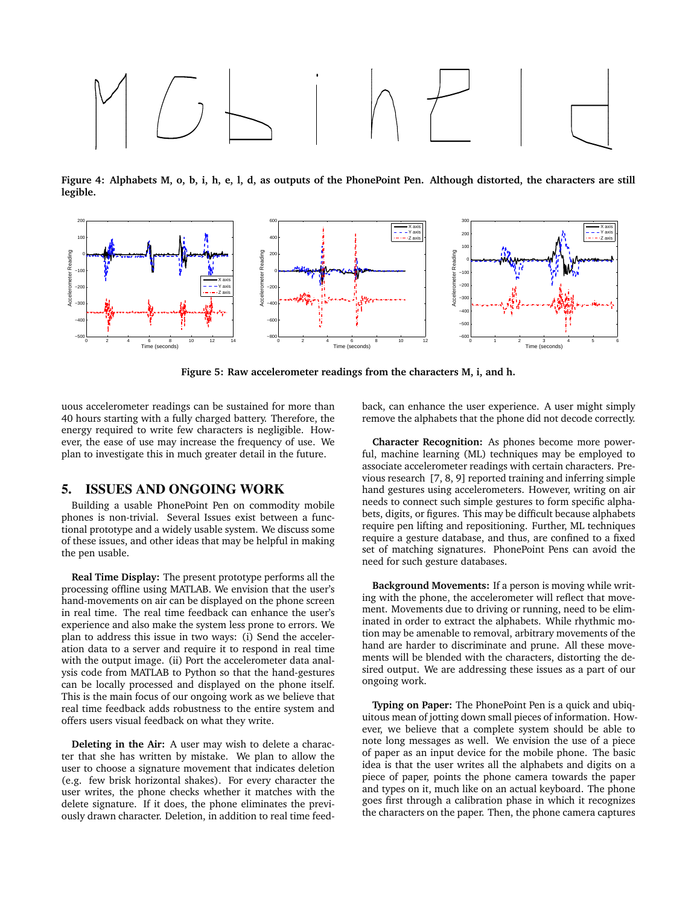Figure 4: Alphabets M, o, b, i, h, e, l, d, as outputs of the PhonePoint Pen. Although distorted, the characters are still legible.

Figure 5: Raw accelerometer readings from the characters M, i, and h.

uous accelerometer readings can be sustained for more than 40 hours starting with a fully charged battery. Therefore, the energy required to write few characters is negligible. However, the ease of use may increase the frequency of use. We plan to investigate this in much greater detail in the future.

## 5. ISSUES AND ONGOING WORK

Building a usable PhonePoint Pen on commodity mobile phones is non-trivial. Several Issues exist between a functional prototype and a widely usable system. We discuss some of these issues, and other ideas that may be helpful in making the pen usable.

**Real Time Display:** The present prototype performs all the processing offline using MATLAB. We envision that the user's hand-movements on air can be displayed on the phone screen in real time. The real time feedback can enhance the user's experience and also make the system less prone to errors. We plan to address this issue in two ways: (i) Send the acceleration data to a server and require it to respond in real time with the output image. (ii) Port the accelerometer data analysis code from MATLAB to Python so that the hand-gestures can be locally processed and displayed on the phone itself. This is the main focus of our ongoing work as we believe that real time feedback adds robustness to the entire system and offers users visual feedback on what they write.

**Deleting in the Air:** A user may wish to delete a character that she has written by mistake. We plan to allow the user to choose a signature movement that indicates deletion (e.g. few brisk horizontal shakes). For every character the user writes, the phone checks whether it matches with the delete signature. If it does, the phone eliminates the previously drawn character. Deletion, in addition to real time feedback, can enhance the user experience. A user might simply remove the alphabets that the phone did not decode correctly.

**Character Recognition:** As phones become more powerful, machine learning (ML) techniques may be employed to associate accelerometer readings with certain characters. Previous research [7, 8, 9] reported training and inferring simple hand gestures using accelerometers. However, writing on air needs to connect such simple gestures to form specific alphabets, digits, or figures. This may be difficult because alphabets require pen lifting and repositioning. Further, ML techniques require a gesture database, and thus, are confined to a fixed set of matching signatures. PhonePoint Pens can avoid the need for such gesture databases.

**Background Movements:** If a person is moving while writing with the phone, the accelerometer will reflect that movement. Movements due to driving or running, need to be eliminated in order to extract the alphabets. While rhythmic motion may be amenable to removal, arbitrary movements of the hand are harder to discriminate and prune. All these movements will be blended with the characters, distorting the desired output. We are addressing these issues as a part of our ongoing work.

**Typing on Paper:** The PhonePoint Pen is a quick and ubiquitous mean of jotting down small pieces of information. However, we believe that a complete system should be able to note long messages as well. We envision the use of a piece of paper as an input device for the mobile phone. The basic idea is that the user writes all the alphabets and digits on a piece of paper, points the phone camera towards the paper and types on it, much like on an actual keyboard. The phone goes first through a calibration phase in which it recognizes the characters on the paper. Then, the phone camera captures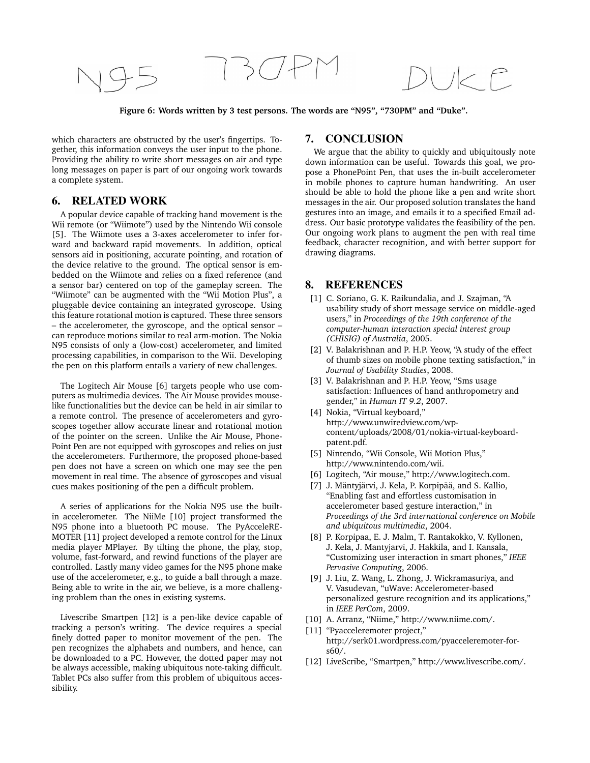Figure 6: Words written by 3 test persons. The words are "N95", "730PM" and "Duke".

which characters are obstructed by the user's fingertips. Together, this information conveys the user input to the phone. Providing the ability to write short messages on air and type long messages on paper is part of our ongoing work towards a complete system.

## 6. RELATED WORK

A popular device capable of tracking hand movement is the Wii remote (or "Wiimote") used by the Nintendo Wii console [5]. The Wiimote uses a 3-axes accelerometer to infer forward and backward rapid movements. In addition, optical sensors aid in positioning, accurate pointing, and rotation of the device relative to the ground. The optical sensor is embedded on the Wiimote and relies on a fixed reference (and a sensor bar) centered on top of the gameplay screen. The "Wiimote" can be augmented with the "Wii Motion Plus", a pluggable device containing an integrated gyroscope. Using this feature rotational motion is captured. These three sensors – the accelerometer, the gyroscope, and the optical sensor – can reproduce motions similar to real arm-motion. The Nokia N95 consists of only a (low-cost) accelerometer, and limited processing capabilities, in comparison to the Wii. Developing the pen on this platform entails a variety of new challenges.

The Logitech Air Mouse [6] targets people who use computers as multimedia devices. The Air Mouse provides mouse-like functionalities but the device can be held in air similar to a remote control. The presence of accelerometers and gyroscopes together allow accurate linear and rotational motion of the pointer on the screen. Unlike the Air Mouse, PhonePoint Pen are not equipped with gyroscopes and relies on just the accelerometers. Furthermore, the proposed phone-based pen does not have a screen on which one may see the pen movement in real time. The absence of gyroscopes and visual cues makes positioning of the pen a difficult problem.

A series of applications for the Nokia N95 use the built-in accelerometer. The NiiMe [10] project transformed the N95 phone into a bluetooth PC mouse. The PyAcceleREMOTER [11] project developed a remote control for the Linux media player MPlayer. By tilting the phone, the play, stop, volume, fast-forward, and rewind functions of the player are controlled. Lastly many video games for the N95 phone make use of the accelerometer, e.g., to guide a ball through a maze. Being able to write in the air, we believe, is a more challenging problem than the ones in existing systems.

Livescribe Smartpen [12] is a pen-like device capable of tracking a person's writing. The device requires a special finely dotted paper to monitor movement of the pen. The pen recognizes the alphabets and numbers, and hence, can be downloaded to a PC. However, the dotted paper may not be always accessible, making ubiquitous note-taking difficult. Tablet PCs also suffer from this problem of ubiquitous accessibility.

## 7. CONCLUSION

We argue that the ability to quickly and ubiquitously note down information can be useful. Towards this goal, we propose a PhonePoint Pen, that uses the in-built accelerometer in mobile phones to capture human handwriting. An user should be able to hold the phone like a pen and write short messages in the air. Our proposed solution translates the hand gestures into an image, and emails it to a specified Email address. Our basic prototype validates the feasibility of the pen. Our ongoing work plans to augment the pen with real time feedback, character recognition, and with better support for drawing diagrams.

## 8. REFERENCES

[1] C. Soriano, G. K. Raikundalia, and J. Szajman, "A usability study of short message service on middle-aged users," in *Proceedings of the 19th conference of the computer-human interaction special interest group (CHISIG) of Australia*, 2005.

[2] V. Balakrishnan and P. H.P. Yeow, "A study of the effect of thumb sizes on mobile phone texting satisfaction," in *Journal of Usability Studies*, 2008.

[3] V. Balakrishnan and P. H.P. Yeow, "Sms usage satisfaction: Influences of hand anthropometry and gender," in *Human IT 9.2*, 2007.

[4] Nokia, "Virtual keyboard," http://www.unwiredview.com/wp-content/uploads/2008/01/nokia-virtual-keyboard-patent.pdf.

[5] Nintendo, "Wii Console, Wii Motion Plus," http://www.nintendo.com/wii.

[6] Logitech, "Air mouse," http://www.logitech.com.

[7] J. Mäntyjärvi, J. Kela, P. Korpipää, and S. Kallio, "Enabling fast and effortless customisation in accelerometer based gesture interaction," in *Proceedings of the 3rd international conference on Mobile and ubiquitous multimedia*, 2004.

[8] P. Korpipaa, E. J. Malm, T. Rantakokko, V. Kyllonen, J. Kela, J. Mantyjarvi, J. Hakkila, and I. Kansala, "Customizing user interaction in smart phones," *IEEE Pervasive Computing*, 2006.

[9] J. Liu, Z. Wang, L. Zhong, J. Wickramasuriya, and V. Vasudevan, "uWave: Accelerometer-based personalized gesture recognition and its applications," in *IEEE PerCom*, 2009.

[10] A. Arranz, "Niime," http://www.niime.com/.

[11] "Pyacceleremoter project," http://serk01.wordpress.com/pyacceleremoter-for-s60/.

[12] LiveScribe, "Smartpen," http://www.livescribe.com/.